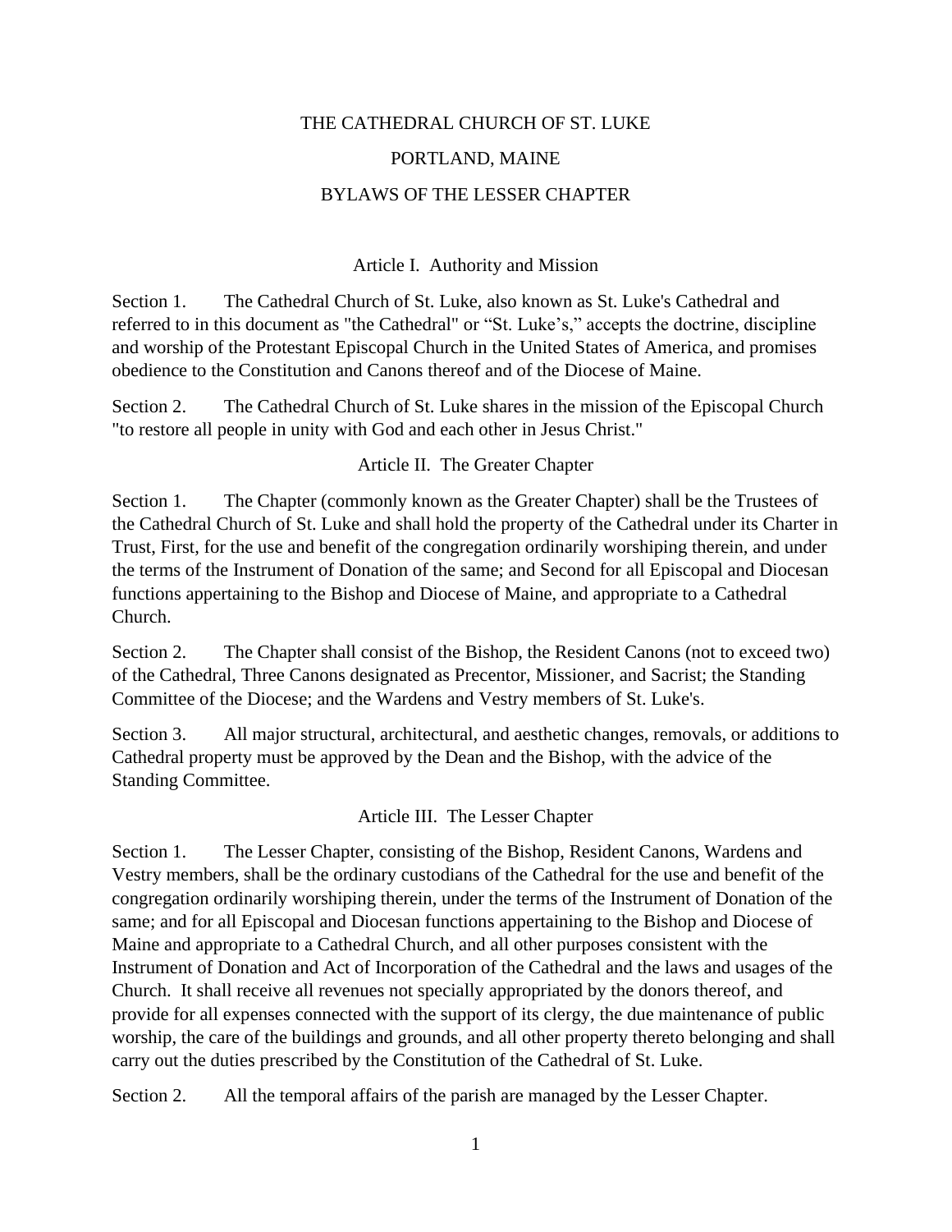# THE CATHEDRAL CHURCH OF ST. LUKE

# PORTLAND, MAINE

# BYLAWS OF THE LESSER CHAPTER

## Article I. Authority and Mission

Section 1. The Cathedral Church of St. Luke, also known as St. Luke's Cathedral and referred to in this document as "the Cathedral" or "St. Luke's," accepts the doctrine, discipline and worship of the Protestant Episcopal Church in the United States of America, and promises obedience to the Constitution and Canons thereof and of the Diocese of Maine.

Section 2. The Cathedral Church of St. Luke shares in the mission of the Episcopal Church "to restore all people in unity with God and each other in Jesus Christ."

## Article II. The Greater Chapter

Section 1. The Chapter (commonly known as the Greater Chapter) shall be the Trustees of the Cathedral Church of St. Luke and shall hold the property of the Cathedral under its Charter in Trust, First, for the use and benefit of the congregation ordinarily worshiping therein, and under the terms of the Instrument of Donation of the same; and Second for all Episcopal and Diocesan functions appertaining to the Bishop and Diocese of Maine, and appropriate to a Cathedral Church.

Section 2. The Chapter shall consist of the Bishop, the Resident Canons (not to exceed two) of the Cathedral, Three Canons designated as Precentor, Missioner, and Sacrist; the Standing Committee of the Diocese; and the Wardens and Vestry members of St. Luke's.

Section 3. All major structural, architectural, and aesthetic changes, removals, or additions to Cathedral property must be approved by the Dean and the Bishop, with the advice of the Standing Committee.

## Article III. The Lesser Chapter

Section 1. The Lesser Chapter, consisting of the Bishop, Resident Canons, Wardens and Vestry members, shall be the ordinary custodians of the Cathedral for the use and benefit of the congregation ordinarily worshiping therein, under the terms of the Instrument of Donation of the same; and for all Episcopal and Diocesan functions appertaining to the Bishop and Diocese of Maine and appropriate to a Cathedral Church, and all other purposes consistent with the Instrument of Donation and Act of Incorporation of the Cathedral and the laws and usages of the Church. It shall receive all revenues not specially appropriated by the donors thereof, and provide for all expenses connected with the support of its clergy, the due maintenance of public worship, the care of the buildings and grounds, and all other property thereto belonging and shall carry out the duties prescribed by the Constitution of the Cathedral of St. Luke.

Section 2. All the temporal affairs of the parish are managed by the Lesser Chapter.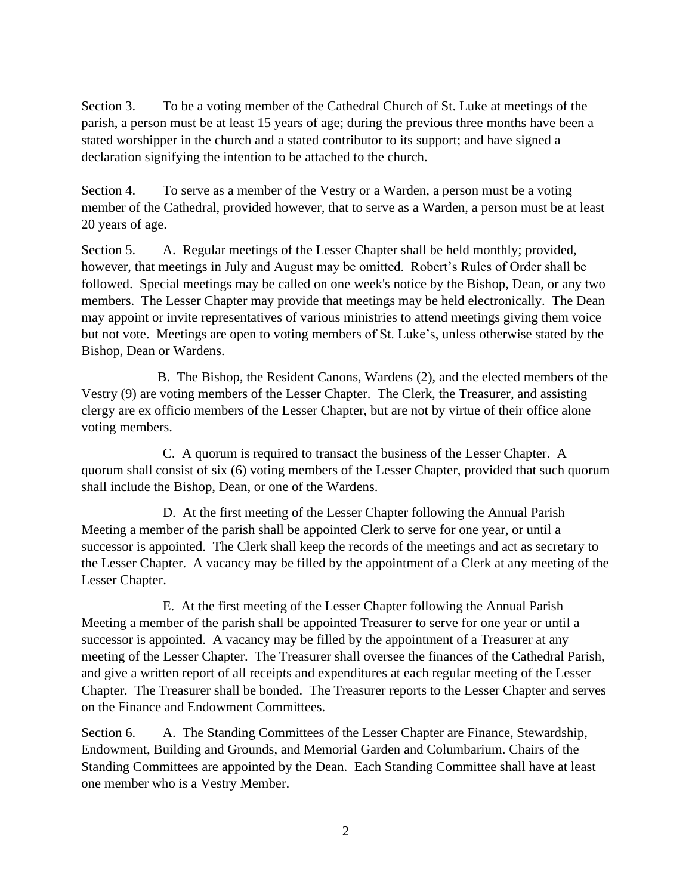Section 3. To be a voting member of the Cathedral Church of St. Luke at meetings of the parish, a person must be at least 15 years of age; during the previous three months have been a stated worshipper in the church and a stated contributor to its support; and have signed a declaration signifying the intention to be attached to the church.

Section 4. To serve as a member of the Vestry or a Warden, a person must be a voting member of the Cathedral, provided however, that to serve as a Warden, a person must be at least 20 years of age.

Section 5. A. Regular meetings of the Lesser Chapter shall be held monthly; provided, however, that meetings in July and August may be omitted. Robert's Rules of Order shall be followed. Special meetings may be called on one week's notice by the Bishop, Dean, or any two members. The Lesser Chapter may provide that meetings may be held electronically. The Dean may appoint or invite representatives of various ministries to attend meetings giving them voice but not vote. Meetings are open to voting members of St. Luke's, unless otherwise stated by the Bishop, Dean or Wardens.

B. The Bishop, the Resident Canons, Wardens (2), and the elected members of the Vestry (9) are voting members of the Lesser Chapter. The Clerk, the Treasurer, and assisting clergy are ex officio members of the Lesser Chapter, but are not by virtue of their office alone voting members.

C. A quorum is required to transact the business of the Lesser Chapter. A quorum shall consist of six (6) voting members of the Lesser Chapter, provided that such quorum shall include the Bishop, Dean, or one of the Wardens.

D. At the first meeting of the Lesser Chapter following the Annual Parish Meeting a member of the parish shall be appointed Clerk to serve for one year, or until a successor is appointed. The Clerk shall keep the records of the meetings and act as secretary to the Lesser Chapter. A vacancy may be filled by the appointment of a Clerk at any meeting of the Lesser Chapter.

E. At the first meeting of the Lesser Chapter following the Annual Parish Meeting a member of the parish shall be appointed Treasurer to serve for one year or until a successor is appointed. A vacancy may be filled by the appointment of a Treasurer at any meeting of the Lesser Chapter. The Treasurer shall oversee the finances of the Cathedral Parish, and give a written report of all receipts and expenditures at each regular meeting of the Lesser Chapter. The Treasurer shall be bonded. The Treasurer reports to the Lesser Chapter and serves on the Finance and Endowment Committees.

Section 6. A. The Standing Committees of the Lesser Chapter are Finance, Stewardship, Endowment, Building and Grounds, and Memorial Garden and Columbarium. Chairs of the Standing Committees are appointed by the Dean. Each Standing Committee shall have at least one member who is a Vestry Member.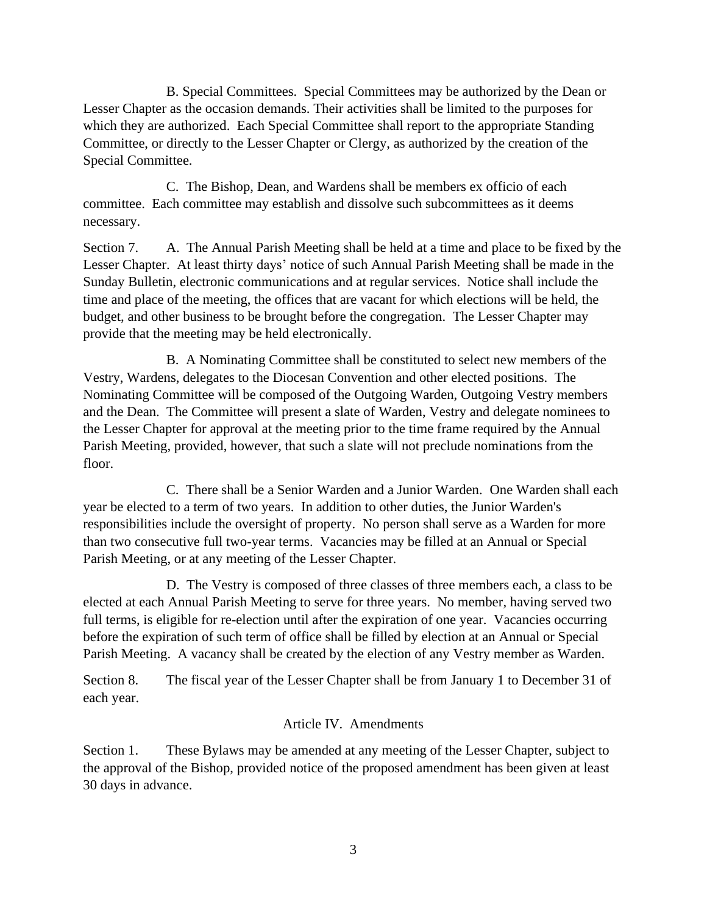B. Special Committees. Special Committees may be authorized by the Dean or Lesser Chapter as the occasion demands. Their activities shall be limited to the purposes for which they are authorized. Each Special Committee shall report to the appropriate Standing Committee, or directly to the Lesser Chapter or Clergy, as authorized by the creation of the Special Committee.

C. The Bishop, Dean, and Wardens shall be members ex officio of each committee. Each committee may establish and dissolve such subcommittees as it deems necessary.

Section 7. A. The Annual Parish Meeting shall be held at a time and place to be fixed by the Lesser Chapter. At least thirty days' notice of such Annual Parish Meeting shall be made in the Sunday Bulletin, electronic communications and at regular services. Notice shall include the time and place of the meeting, the offices that are vacant for which elections will be held, the budget, and other business to be brought before the congregation. The Lesser Chapter may provide that the meeting may be held electronically.

B. A Nominating Committee shall be constituted to select new members of the Vestry, Wardens, delegates to the Diocesan Convention and other elected positions. The Nominating Committee will be composed of the Outgoing Warden, Outgoing Vestry members and the Dean. The Committee will present a slate of Warden, Vestry and delegate nominees to the Lesser Chapter for approval at the meeting prior to the time frame required by the Annual Parish Meeting, provided, however, that such a slate will not preclude nominations from the floor.

C. There shall be a Senior Warden and a Junior Warden. One Warden shall each year be elected to a term of two years. In addition to other duties, the Junior Warden's responsibilities include the oversight of property. No person shall serve as a Warden for more than two consecutive full two-year terms. Vacancies may be filled at an Annual or Special Parish Meeting, or at any meeting of the Lesser Chapter.

D. The Vestry is composed of three classes of three members each, a class to be elected at each Annual Parish Meeting to serve for three years. No member, having served two full terms, is eligible for re-election until after the expiration of one year. Vacancies occurring before the expiration of such term of office shall be filled by election at an Annual or Special Parish Meeting. A vacancy shall be created by the election of any Vestry member as Warden.

Section 8. The fiscal year of the Lesser Chapter shall be from January 1 to December 31 of each year.

## Article IV. Amendments

Section 1. These Bylaws may be amended at any meeting of the Lesser Chapter, subject to the approval of the Bishop, provided notice of the proposed amendment has been given at least 30 days in advance.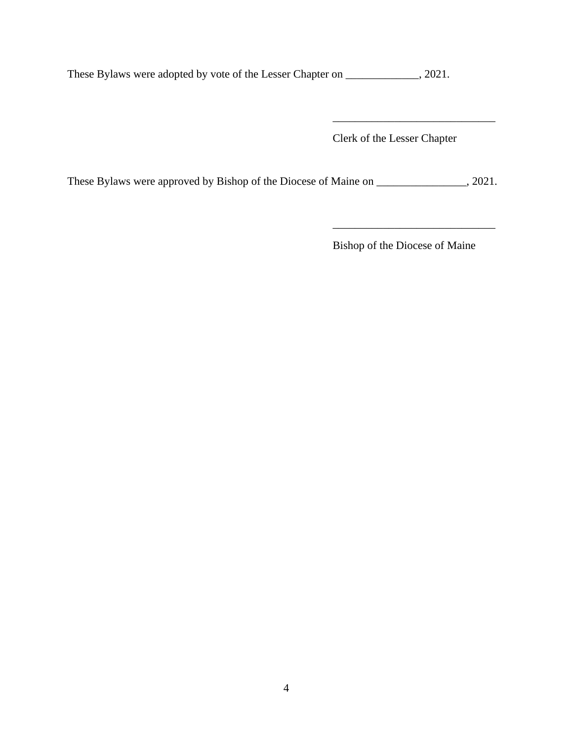These Bylaws were adopted by vote of the Lesser Chapter on _____________, 2021.

_____________________________

Clerk of the Lesser Chapter

These Bylaws were approved by Bishop of the Diocese of Maine on ________________, 2021.

_____________________________

Bishop of the Diocese of Maine